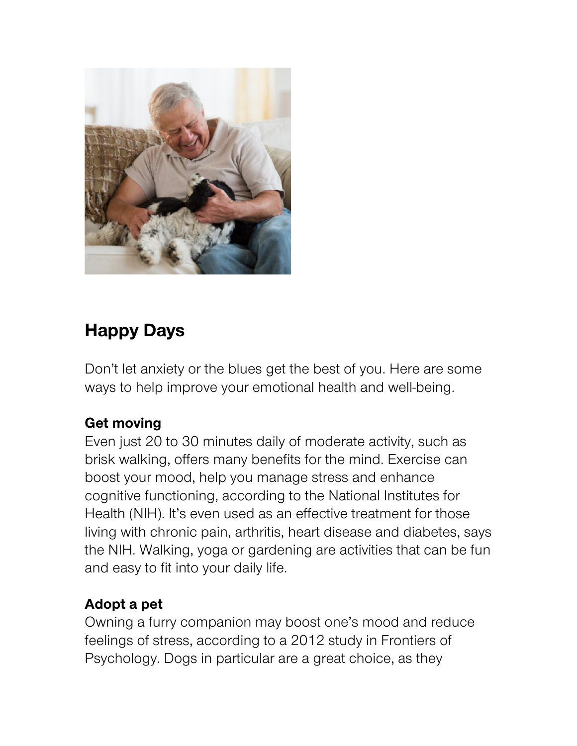## Happy Days

Don't let anxiety or the blues get the best of you. Here are some ways to help improve your emotional health and well-being.

### Get moving

Even just 20 to 30 minutes daily of moderate activity, such as brisk walking, offers many benefits for the mind. Exercise can boost your mood, help you manage stress and enhance cognitive functioning, according to the National Institutes for Health (NIH). It's even used as an effective treatment for those living with chronic pain, arthritis, heart disease and diabetes, says the NIH. Walking, yoga or gardening are activities that can be fun and easy to fit into your daily life.

### Adopt a pet

Owning a furry companion may boost one's mood and reduce feelings of stress, according to a 2012 study in Frontiers of Psychology. Dogs in particular are a great choice, as they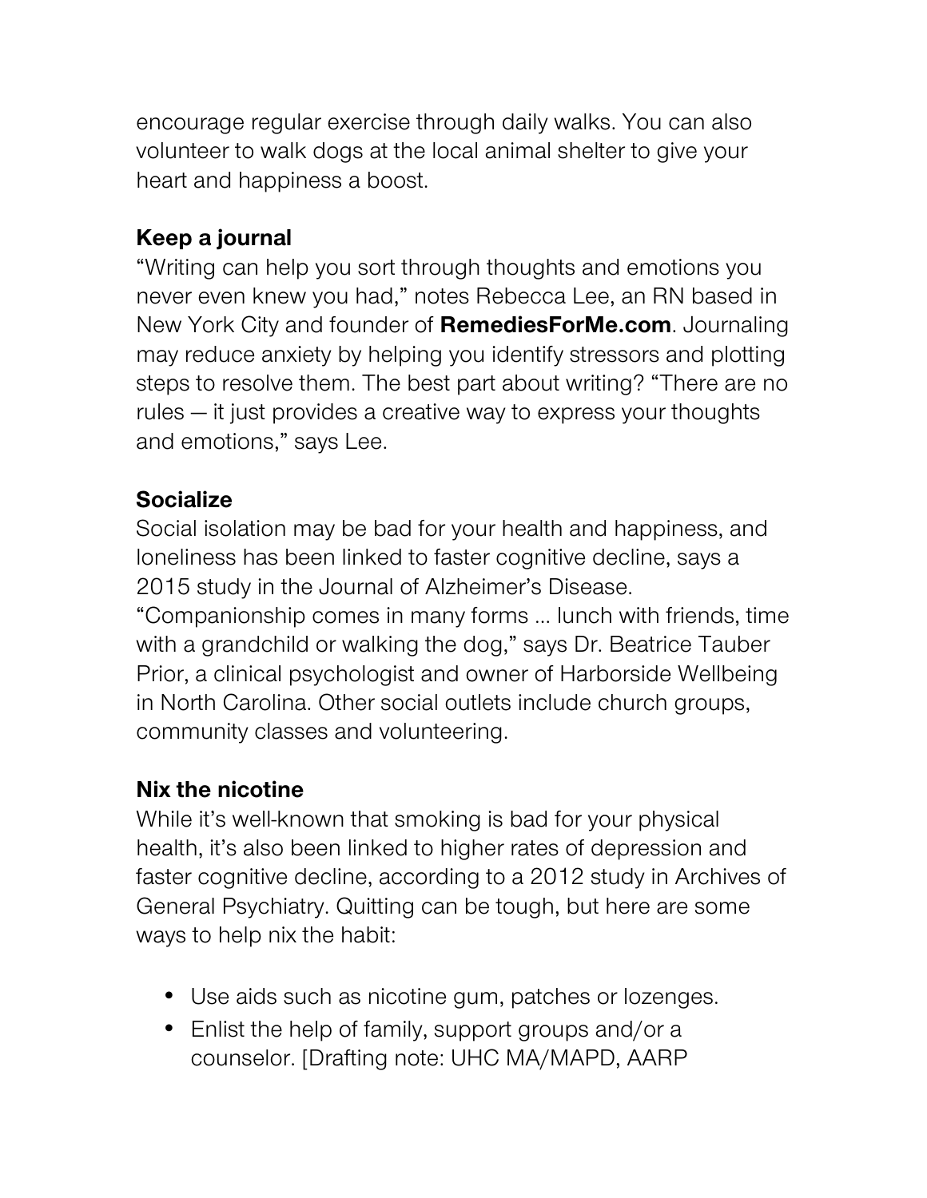encourage regular exercise through daily walks. You can also volunteer to walk dogs at the local animal shelter to give your heart and happiness a boost.

**Keep a journal**
"Writing can help you sort through thoughts and emotions you never even knew you had," notes Rebecca Lee, an RN based in New York City and founder of **RemediesForMe.com**. Journaling may reduce anxiety by helping you identify stressors and plotting steps to resolve them. The best part about writing? "There are no rules — it just provides a creative way to express your thoughts and emotions," says Lee.

**Socialize**
Social isolation may be bad for your health and happiness, and loneliness has been linked to faster cognitive decline, says a 2015 study in the Journal of Alzheimer's Disease. "Companionship comes in many forms ... lunch with friends, time with a grandchild or walking the dog," says Dr. Beatrice Tauber Prior, a clinical psychologist and owner of Harborside Wellbeing in North Carolina. Other social outlets include church groups, community classes and volunteering.

**Nix the nicotine**
While it's well-known that smoking is bad for your physical health, it's also been linked to higher rates of depression and faster cognitive decline, according to a 2012 study in Archives of General Psychiatry. Quitting can be tough, but here are some ways to help nix the habit:

- Use aids such as nicotine gum, patches or lozenges.
- Enlist the help of family, support groups and/or a counselor. [Drafting note: UHC MA/MAPD, AARP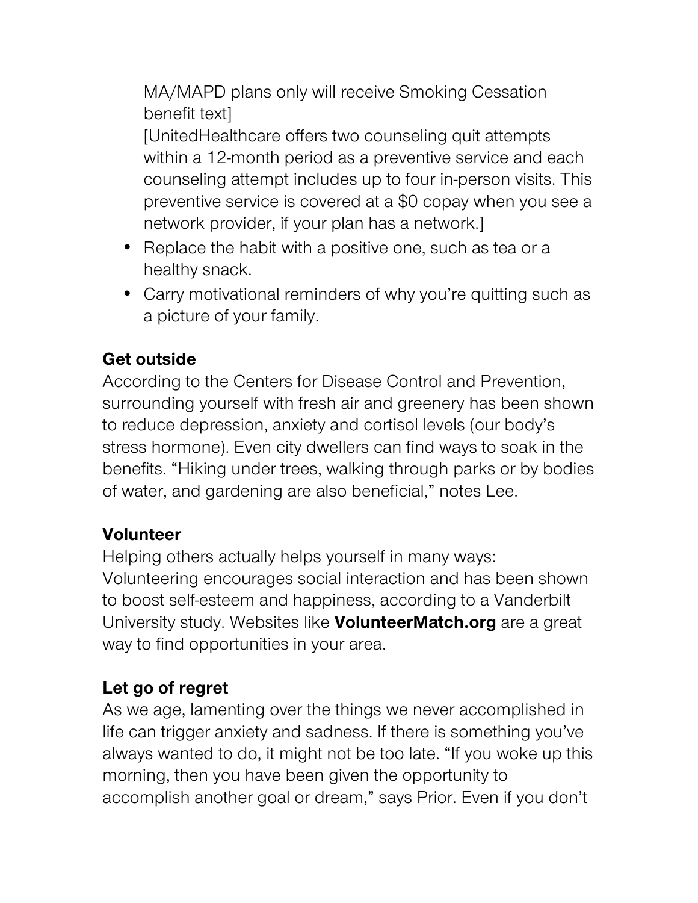MA/MAPD plans only will receive Smoking Cessation benefit text]

[UnitedHealthcare offers two counseling quit attempts within a 12-month period as a preventive service and each counseling attempt includes up to four in-person visits. This preventive service is covered at a $0 copay when you see a network provider, if your plan has a network.]

- Replace the habit with a positive one, such as tea or a healthy snack.
- Carry motivational reminders of why you're quitting such as a picture of your family.

**Get outside**

According to the Centers for Disease Control and Prevention, surrounding yourself with fresh air and greenery has been shown to reduce depression, anxiety and cortisol levels (our body's stress hormone). Even city dwellers can find ways to soak in the benefits. "Hiking under trees, walking through parks or by bodies of water, and gardening are also beneficial," notes Lee.

**Volunteer**

Helping others actually helps yourself in many ways: Volunteering encourages social interaction and has been shown to boost self-esteem and happiness, according to a Vanderbilt University study. Websites like **VolunteerMatch.org** are a great way to find opportunities in your area.

**Let go of regret**

As we age, lamenting over the things we never accomplished in life can trigger anxiety and sadness. If there is something you've always wanted to do, it might not be too late. "If you woke up this morning, then you have been given the opportunity to accomplish another goal or dream," says Prior. Even if you don't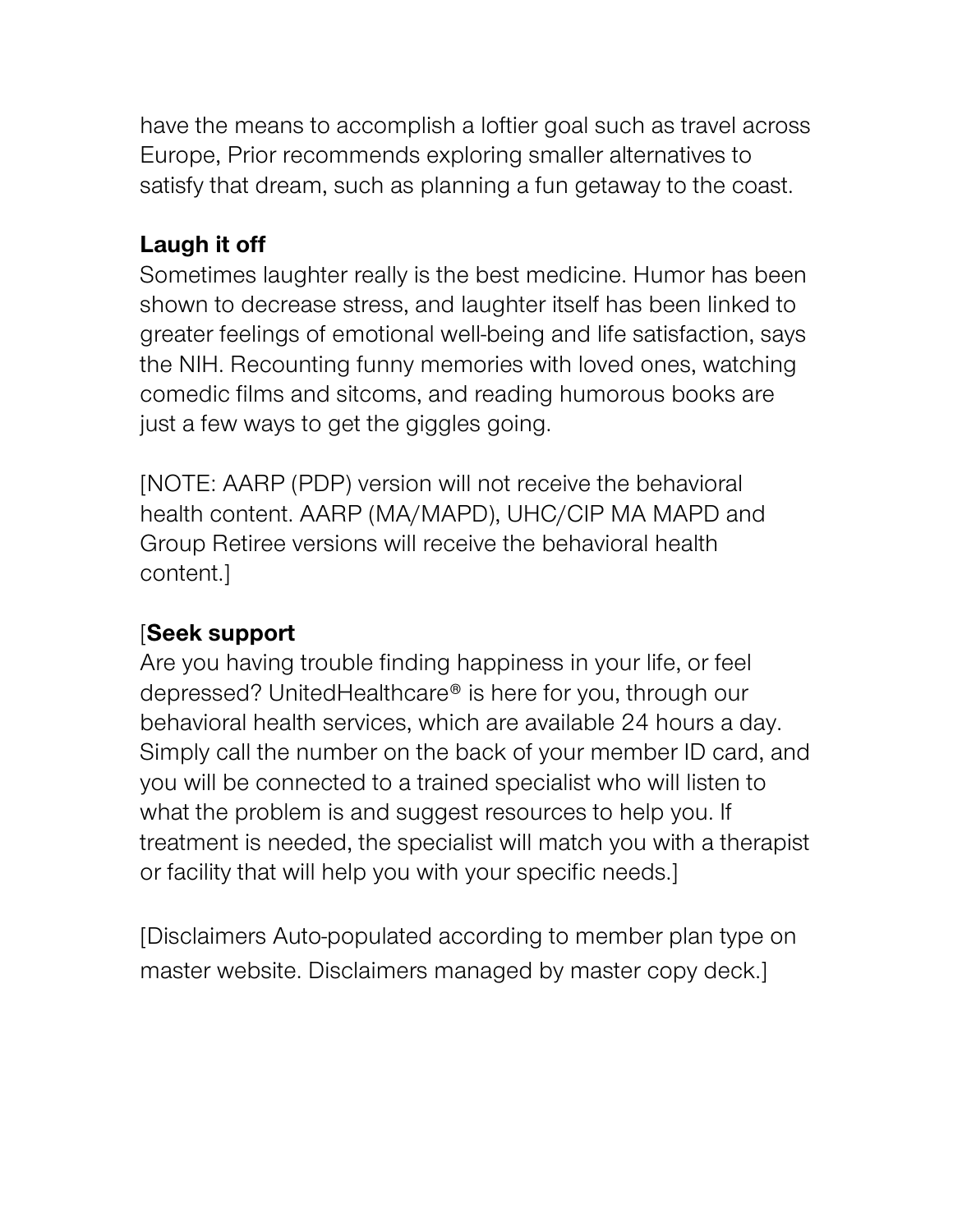have the means to accomplish a loftier goal such as travel across Europe, Prior recommends exploring smaller alternatives to satisfy that dream, such as planning a fun getaway to the coast.

**Laugh it off**
Sometimes laughter really is the best medicine. Humor has been shown to decrease stress, and laughter itself has been linked to greater feelings of emotional well-being and life satisfaction, says the NIH. Recounting funny memories with loved ones, watching comedic films and sitcoms, and reading humorous books are just a few ways to get the giggles going.

[NOTE: AARP (PDP) version will not receive the behavioral health content. AARP (MA/MAPD), UHC/CIP MA MAPD and Group Retiree versions will receive the behavioral health content.]

[**Seek support**
Are you having trouble finding happiness in your life, or feel depressed? UnitedHealthcare® is here for you, through our behavioral health services, which are available 24 hours a day. Simply call the number on the back of your member ID card, and you will be connected to a trained specialist who will listen to what the problem is and suggest resources to help you. If treatment is needed, the specialist will match you with a therapist or facility that will help you with your specific needs.]

[Disclaimers Auto-populated according to member plan type on master website. Disclaimers managed by master copy deck.]